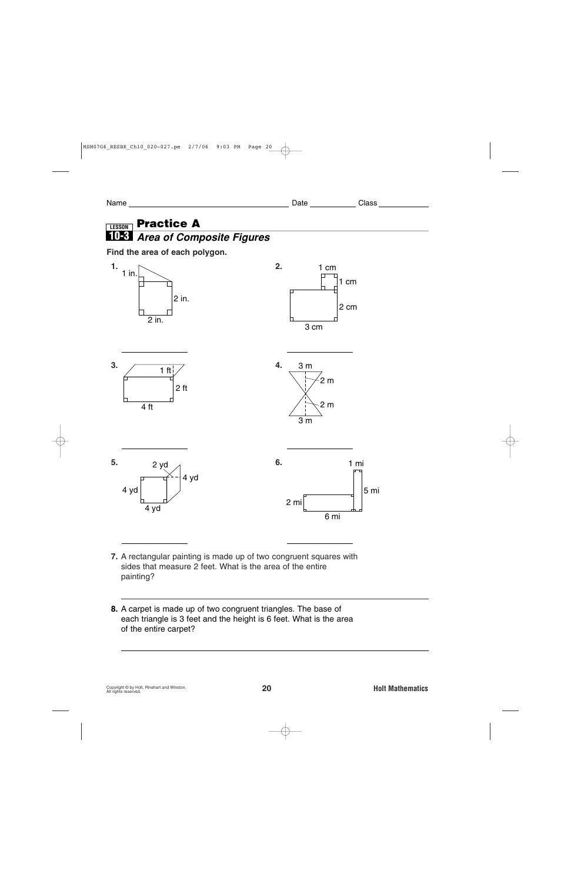Name _________________________________ Date ___________ Class ___________

LESSON 10-3

# Practice A

## *Area of Composite Figures*

**Find the area of each polygon.**

**1.** 1 in., 2 in., 2 in.

_______________

**2.** 1 cm, 1 cm, 2 cm, 3 cm

_______________

**3.** 1 ft, 2 ft, 4 ft

_______________

**4.** 3 m, 2 m, 2 m, 3 m

_______________

**5.** 2 yd, 4 yd, 4 yd, 4 yd

_______________

**6.** 1 mi, 5 mi, 2 mi, 6 mi

_______________

**7.** A rectangular painting is made up of two congruent squares with sides that measure 2 feet. What is the area of the entire painting?

_______________________________________________

**8.** A carpet is made up of two congruent triangles. The base of each triangle is 3 feet and the height is 6 feet. What is the area of the entire carpet?

_______________________________________________

Copyright © by Holt, Rinehart and Winston. All rights reserved.

Holt Mathematics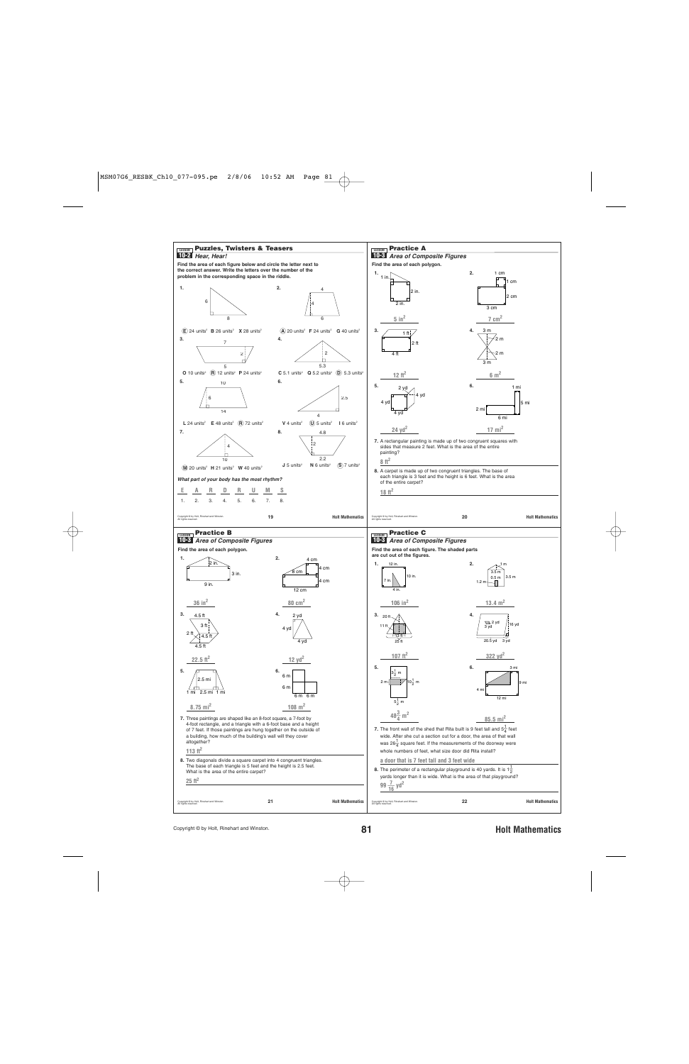## LESSON 10-2 Puzzles, Twisters & Teasers

### *Hear, Hear!*

**Find the area of each figure below and circle the letter next to the correct answer. Write the letters over the number of the problem in the corresponding space in the riddle.**

1. 6, 8

(E) 24 units$^2$ **B** 26 units$^2$ **X** 28 units$^2$

2. 4, 4, 6

(A) 20 units$^2$ **F** 24 units$^2$ **G** 40 units$^2$

3. 7, 2, 5

**O** 10 units$^2$ (R) 12 units$^2$ **P** 24 units$^2$

4. 2, 5.3

**C** 5.1 units$^2$ **Q** 5.2 units$^2$ (D) 5.3 units$^2$

5. 10, 6, 14

**L** 24 units$^2$ **E** 48 units$^2$ (R) 72 units$^2$

6. 2.5, 4

**V** 4 units$^2$ (U) 5 units$^2$ **I** 6 units$^2$

7. 4, 10

(M) 20 units$^2$ **H** 21 units$^2$ **W** 40 units$^2$

8. 4.8, 2, 2.2

**J** 5 units$^2$ **N** 6 units$^2$ (S) 7 units$^2$

***What part of your body has the most rhythm?***

| E | A | R | D | R | U | M | S |
|---|---|---|---|---|---|---|---|
| 1. | 2. | 3. | 4. | 5. | 6. | 7. | 8. |

Copyright © by Holt, Rinehart and Winston. All rights reserved. 19 Holt Mathematics

## LESSON 10-3 Practice A

### *Area of Composite Figures*

**Find the area of each polygon.**

1. 1 in., 2 in., 2 in.

**5 in$^2$**

2. 1 cm, 1 cm, 2 cm, 3 cm

**7 cm$^2$**

3. 1 ft, 2 ft, 4 ft

**12 ft$^2$**

4. 3 m, 2 m, 2 m, 3 m

**6 m$^2$**

5. 2 yd, 4 yd, 4 yd, 4 yd

**24 yd$^2$**

6. 1 mi, 5 mi, 2 mi, 6 mi

**17 mi$^2$**

7. A rectangular painting is made up of two congruent squares with sides that measure 2 feet. What is the area of the entire painting?

**8 ft$^2$**

8. A carpet is made up of two congruent triangles. The base of each triangle is 3 feet and the height is 6 feet. What is the area of the entire carpet?

**18 ft$^2$**

Copyright © by Holt, Rinehart and Winston. All rights reserved. 20 Holt Mathematics

## LESSON 10-3 Practice B

### *Area of Composite Figures*

**Find the area of each polygon.**

1. 2 in., 3 in., 9 in.

**36 in$^2$**

2. 4 cm, 8 cm, 4 cm, 4 cm, 12 cm

**80 cm$^2$**

3. 4.5 ft, 3 ft, 2 ft, 4.5 ft, 4.5 ft

**22.5 ft$^2$**

4. 2 yd, 4 yd, 4 yd

**12 yd$^2$**

5. 2.5 mi, 1 mi, 2.5 mi, 1 mi

**8.75 mi$^2$**

6. 6 m, 6 m, 6 m, 6 m

**108 m$^2$**

7. Three paintings are shaped like an 8-foot square, a 7-foot by 4-foot rectangle, and a triangle with a 6-foot base and a height of 7 feet. If those paintings are hung together on the outside of a building, how much of the building's wall will they cover altogether?

**113 ft$^2$**

8. Two diagonals divide a square carpet into 4 congruent triangles. The base of each triangle is 5 feet and the height is 2.5 feet. What is the area of the entire carpet?

**25 ft$^2$**

Copyright © by Holt, Rinehart and Winston. All rights reserved. 21 Holt Mathematics

## LESSON 10-3 Practice C

### *Area of Composite Figures*

**Find the area of each figure. The shaded parts are cut out of the figures.**

1. 12 in., 10 in., 7 in., 4 in.

**106 in$^2$**

2. 1 m, 3.5 m, 0.5 m, 3.5 m, 1.2 m

**13.4 m$^2$**

3. 20 ft, 11 ft, 12 ft, 25 ft

**107 ft$^2$**

4. 2 yd, 3 yd, 16 yd, 20.5 yd, 3 yd

**322 yd$^2$**

5. $3\frac{1}{2}$ m, 2 m, $10\frac{1}{2}$ m, $5\frac{1}{2}$ m

**$48\frac{3}{4}$ m$^2$**

6. 3 mi, 9 mi, 4 mi, 12 mi

**85.5 mi$^2$**

7. The front wall of the shed that Rita built is 9 feet tall and $5\frac{1}{4}$ feet wide. After she cut a section out for a door, the area of that wall was $26\frac{1}{4}$ square feet. If the measurements of the doorway were whole numbers of feet, what size door did Rita install?

**a door that is 7 feet tall and 3 feet wide**

8. The perimeter of a rectangular playground is 40 yards. It is $1\frac{1}{2}$ yards longer than it is wide. What is the area of that playground?

**$99\frac{7}{16}$ yd$^2$**

Copyright © by Holt, Rinehart and Winston. All rights reserved. 22 Holt Mathematics